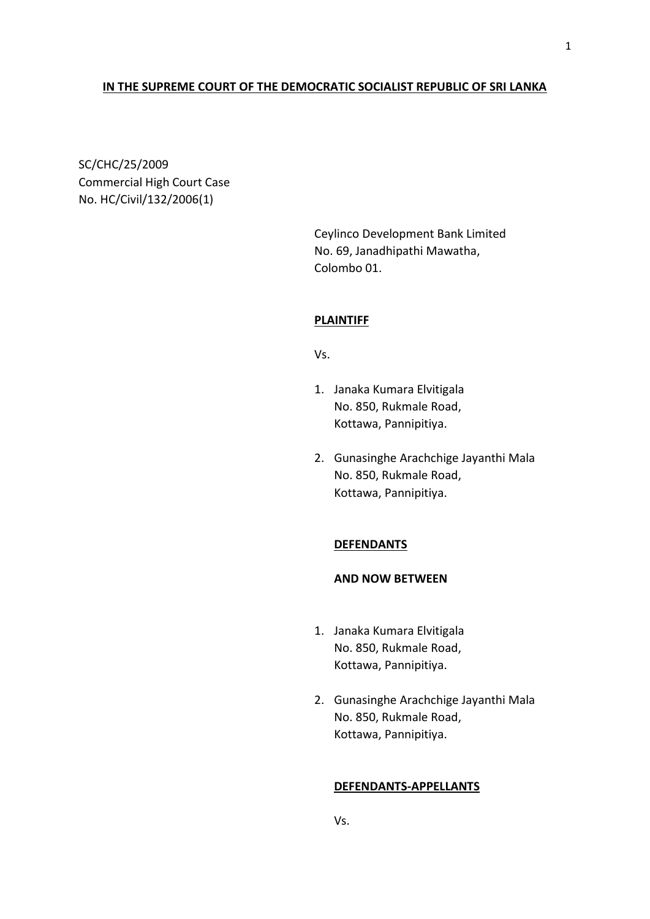**IN THE SUPREME COURT OF THE DEMOCRATIC SOCIALIST REPUBLIC OF SRI LANKA**

SC/CHC/25/2009
Commercial High Court Case
No. HC/Civil/132/2006(1)

Ceylinco Development Bank Limited
No. 69, Janadhipathi Mawatha,
Colombo 01.

**PLAINTIFF**

Vs.

1. Janaka Kumara Elvitigala
   No. 850, Rukmale Road,
   Kottawa, Pannipitiya.

2. Gunasinghe Arachchige Jayanthi Mala
   No. 850, Rukmale Road,
   Kottawa, Pannipitiya.

**DEFENDANTS**

**AND NOW BETWEEN**

1. Janaka Kumara Elvitigala
   No. 850, Rukmale Road,
   Kottawa, Pannipitiya.

2. Gunasinghe Arachchige Jayanthi Mala
   No. 850, Rukmale Road,
   Kottawa, Pannipitiya.

**DEFENDANTS-APPELLANTS**

Vs.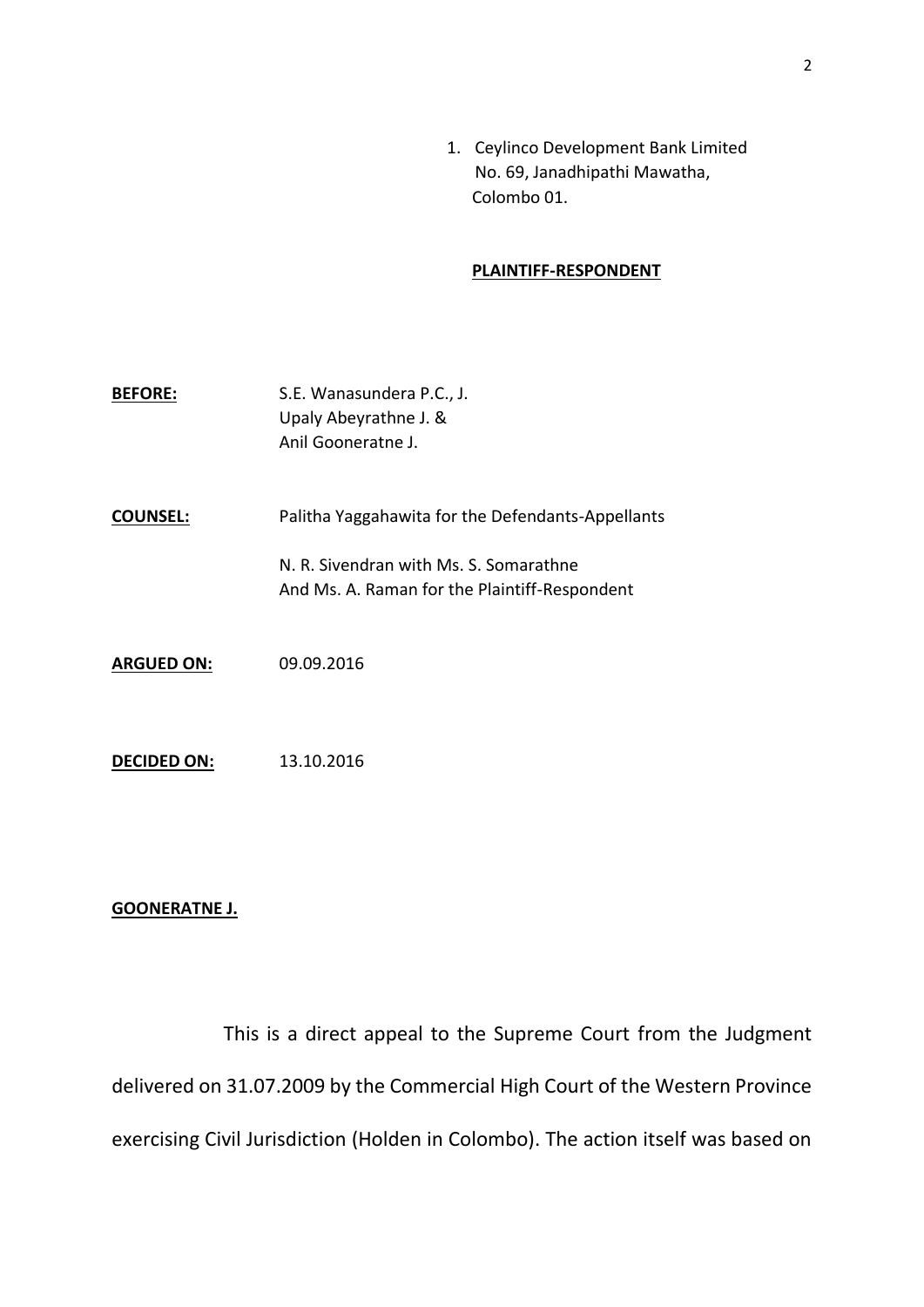1. Ceylinco Development Bank Limited
   No. 69, Janadhipathi Mawatha,
   Colombo 01.

**PLAINTIFF-RESPONDENT**

**BEFORE:** S.E. Wanasundera P.C., J.
Upaly Abeyrathne J. &
Anil Gooneratne J.

**COUNSEL:** Palitha Yaggahawita for the Defendants-Appellants

N. R. Sivendran with Ms. S. Somarathne
And Ms. A. Raman for the Plaintiff-Respondent

**ARGUED ON:** 09.09.2016

**DECIDED ON:** 13.10.2016

**GOONERATNE J.**

This is a direct appeal to the Supreme Court from the Judgment delivered on 31.07.2009 by the Commercial High Court of the Western Province exercising Civil Jurisdiction (Holden in Colombo). The action itself was based on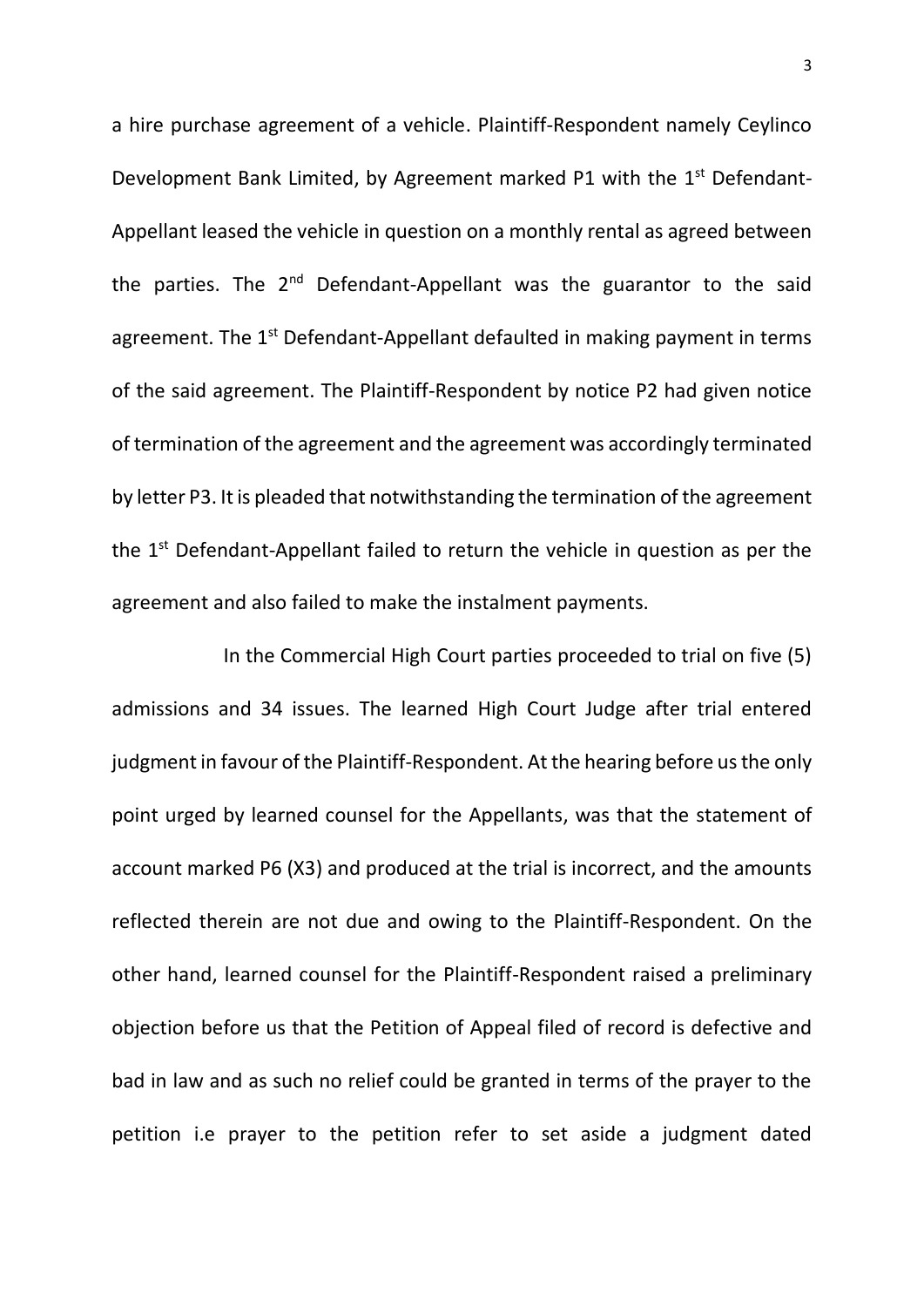a hire purchase agreement of a vehicle. Plaintiff-Respondent namely Ceylinco Development Bank Limited, by Agreement marked P1 with the 1st Defendant-Appellant leased the vehicle in question on a monthly rental as agreed between the parties. The 2nd Defendant-Appellant was the guarantor to the said agreement. The 1st Defendant-Appellant defaulted in making payment in terms of the said agreement. The Plaintiff-Respondent by notice P2 had given notice of termination of the agreement and the agreement was accordingly terminated by letter P3. It is pleaded that notwithstanding the termination of the agreement the 1st Defendant-Appellant failed to return the vehicle in question as per the agreement and also failed to make the instalment payments.

In the Commercial High Court parties proceeded to trial on five (5) admissions and 34 issues. The learned High Court Judge after trial entered judgment in favour of the Plaintiff-Respondent. At the hearing before us the only point urged by learned counsel for the Appellants, was that the statement of account marked P6 (X3) and produced at the trial is incorrect, and the amounts reflected therein are not due and owing to the Plaintiff-Respondent. On the other hand, learned counsel for the Plaintiff-Respondent raised a preliminary objection before us that the Petition of Appeal filed of record is defective and bad in law and as such no relief could be granted in terms of the prayer to the petition i.e prayer to the petition refer to set aside a judgment dated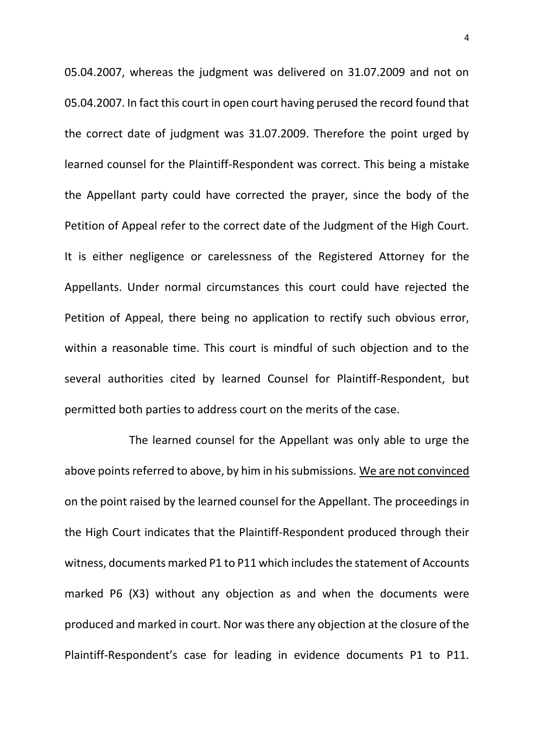05.04.2007, whereas the judgment was delivered on 31.07.2009 and not on 05.04.2007. In fact this court in open court having perused the record found that the correct date of judgment was 31.07.2009. Therefore the point urged by learned counsel for the Plaintiff-Respondent was correct. This being a mistake the Appellant party could have corrected the prayer, since the body of the Petition of Appeal refer to the correct date of the Judgment of the High Court. It is either negligence or carelessness of the Registered Attorney for the Appellants. Under normal circumstances this court could have rejected the Petition of Appeal, there being no application to rectify such obvious error, within a reasonable time. This court is mindful of such objection and to the several authorities cited by learned Counsel for Plaintiff-Respondent, but permitted both parties to address court on the merits of the case.

The learned counsel for the Appellant was only able to urge the above points referred to above, by him in his submissions. <u>We are not convinced</u> on the point raised by the learned counsel for the Appellant. The proceedings in the High Court indicates that the Plaintiff-Respondent produced through their witness, documents marked P1 to P11 which includes the statement of Accounts marked P6 (X3) without any objection as and when the documents were produced and marked in court. Nor was there any objection at the closure of the Plaintiff-Respondent's case for leading in evidence documents P1 to P11.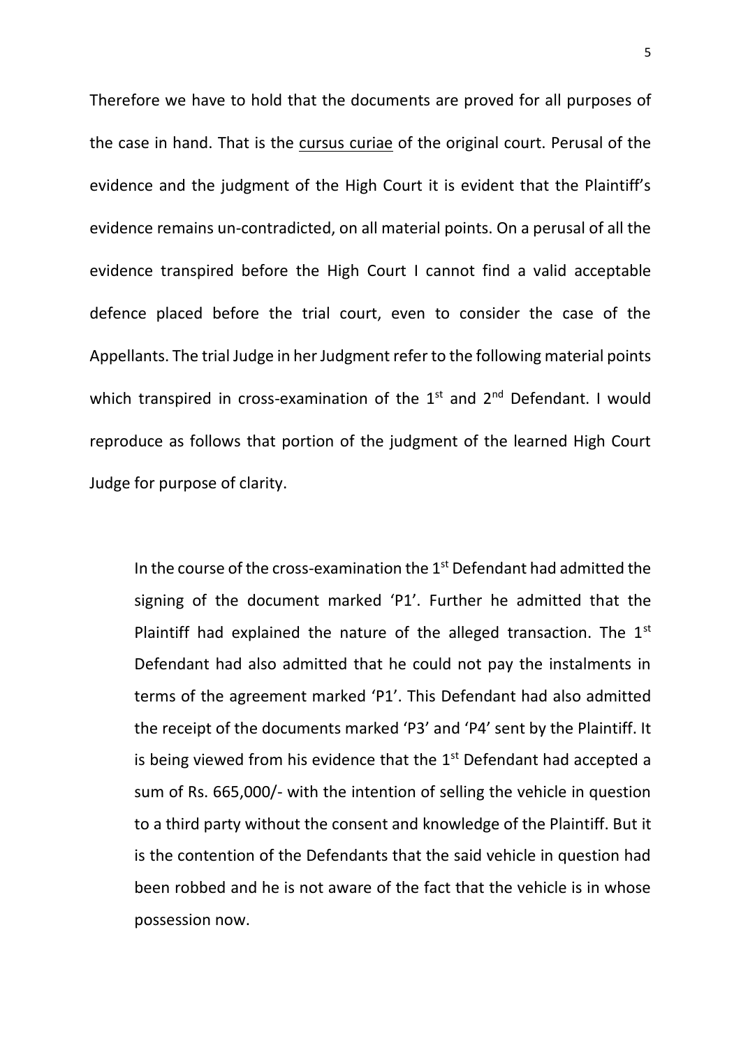Therefore we have to hold that the documents are proved for all purposes of the case in hand. That is the cursus curiae of the original court. Perusal of the evidence and the judgment of the High Court it is evident that the Plaintiff's evidence remains un-contradicted, on all material points. On a perusal of all the evidence transpired before the High Court I cannot find a valid acceptable defence placed before the trial court, even to consider the case of the Appellants. The trial Judge in her Judgment refer to the following material points which transpired in cross-examination of the 1st and 2nd Defendant. I would reproduce as follows that portion of the judgment of the learned High Court Judge for purpose of clarity.

> In the course of the cross-examination the 1st Defendant had admitted the signing of the document marked 'P1'. Further he admitted that the Plaintiff had explained the nature of the alleged transaction. The 1st Defendant had also admitted that he could not pay the instalments in terms of the agreement marked 'P1'. This Defendant had also admitted the receipt of the documents marked 'P3' and 'P4' sent by the Plaintiff. It is being viewed from his evidence that the 1st Defendant had accepted a sum of Rs. 665,000/- with the intention of selling the vehicle in question to a third party without the consent and knowledge of the Plaintiff. But it is the contention of the Defendants that the said vehicle in question had been robbed and he is not aware of the fact that the vehicle is in whose possession now.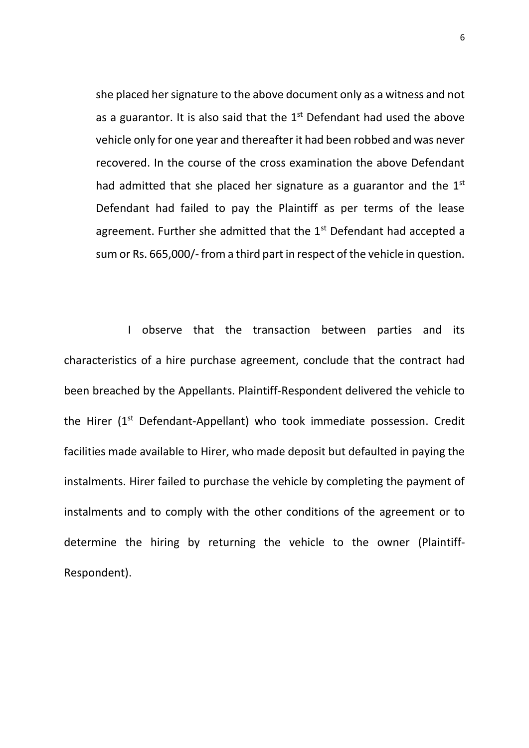she placed her signature to the above document only as a witness and not as a guarantor. It is also said that the 1st Defendant had used the above vehicle only for one year and thereafter it had been robbed and was never recovered. In the course of the cross examination the above Defendant had admitted that she placed her signature as a guarantor and the 1st Defendant had failed to pay the Plaintiff as per terms of the lease agreement. Further she admitted that the 1st Defendant had accepted a sum or Rs. 665,000/- from a third part in respect of the vehicle in question.

I observe that the transaction between parties and its characteristics of a hire purchase agreement, conclude that the contract had been breached by the Appellants. Plaintiff-Respondent delivered the vehicle to the Hirer (1st Defendant-Appellant) who took immediate possession. Credit facilities made available to Hirer, who made deposit but defaulted in paying the instalments. Hirer failed to purchase the vehicle by completing the payment of instalments and to comply with the other conditions of the agreement or to determine the hiring by returning the vehicle to the owner (Plaintiff-Respondent).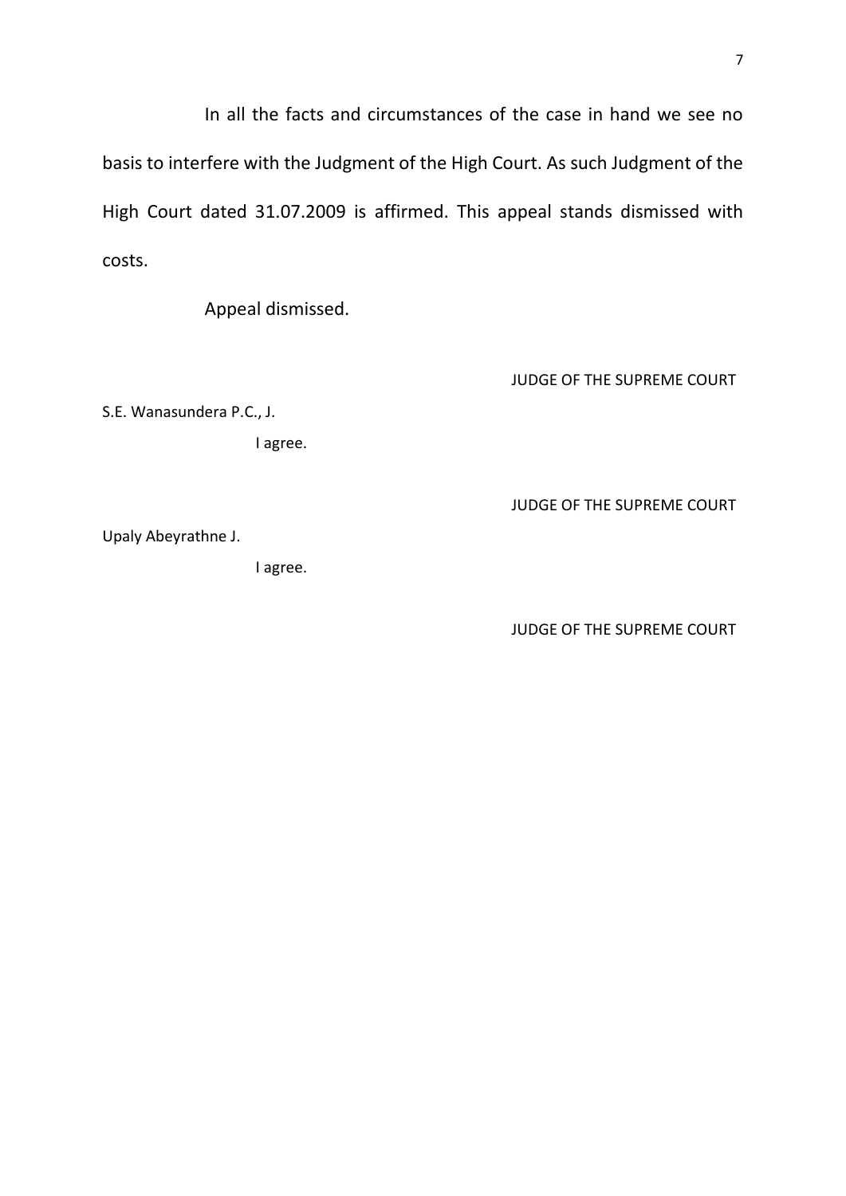In all the facts and circumstances of the case in hand we see no basis to interfere with the Judgment of the High Court. As such Judgment of the High Court dated 31.07.2009 is affirmed. This appeal stands dismissed with costs.

Appeal dismissed.

JUDGE OF THE SUPREME COURT

S.E. Wanasundera P.C., J.

I agree.

JUDGE OF THE SUPREME COURT

Upaly Abeyrathne J.

I agree.

JUDGE OF THE SUPREME COURT